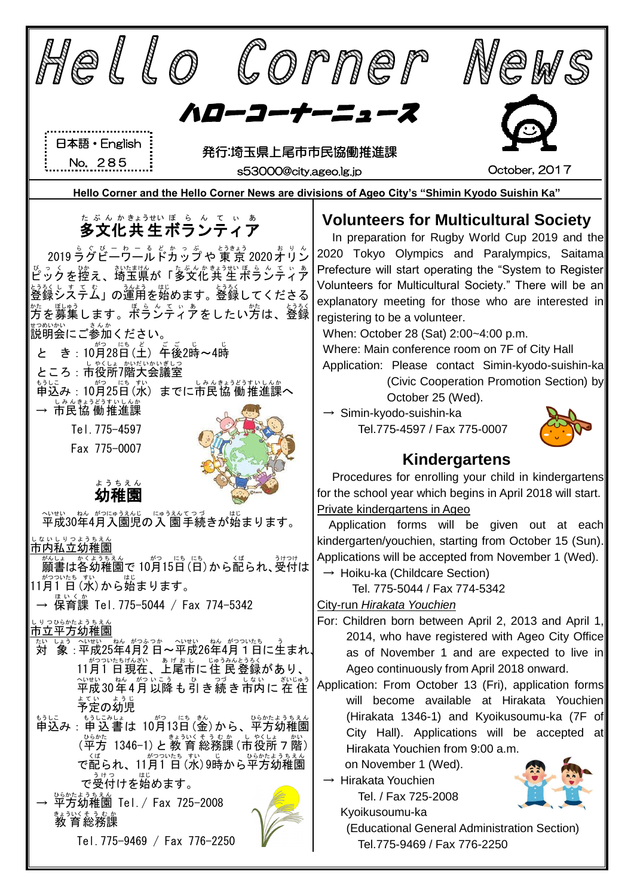# Hello Corner News

## ハローコーナーニュース

日本語・English
No. 285

発行:埼玉県上尾市市民協働推進課
s53000@city.ageo.lg.jp

October, 2017

**Hello Corner and the Hello Corner News are divisions of Ageo City's "Shimin Kyodo Suishin Ka"**

## 多文化共生ボランティア

2019ラグビーワールドカップや東京2020オリンピックを控え、埼玉県が「多文化共生ボランティア登録システム」の運用を始めます。登録してくださる方を募集します。ボランティアをしたい方は、登録説明会にご参加ください。

と　き：10月28日(土) 午後2時～4時
ところ：市役所7階大会議室
申込み：10月25日(水) までに市民協働推進課へ
→ 市民協働推進課
Tel. 775-4597
Fax 775-0007

## 幼稚園

平成30年4月入園児の入園手続きが始まります。

市内私立幼稚園
願書は各幼稚園で10月15日(日)から配られ、受付は11月1日(水)から始まります。
→ 保育課 Tel. 775-5044 / Fax 774-5342

市立平方幼稚園
対　象：平成25年4月2日～平成26年4月1日に生まれ、11月1日現在、上尾市に住民登録があり、平成30年4月以降も引き続き市内に在住予定の幼児
申込み：申込書は10月13日(金)から、平方幼稚園(平方 1346-1)と教育総務課(市役所7階)で配られ、11月1日(水)9時から平方幼稚園で受付けを始めます。
→ 平方幼稚園 Tel. / Fax 725-2008
教育総務課
Tel. 775-9469 / Fax 776-2250

## Volunteers for Multicultural Society

In preparation for Rugby World Cup 2019 and the 2020 Tokyo Olympics and Paralympics, Saitama Prefecture will start operating the "System to Register Volunteers for Multicultural Society." There will be an explanatory meeting for those who are interested in registering to be a volunteer.

When: October 28 (Sat) 2:00~4:00 p.m.
Where: Main conference room on 7F of City Hall
Application: Please contact Simin-kyodo-suishin-ka (Civic Cooperation Promotion Section) by October 25 (Wed).
→ Simin-kyodo-suishin-ka
Tel.775-4597 / Fax 775-0007

## Kindergartens

Procedures for enrolling your child in kindergartens for the school year which begins in April 2018 will start.

Private kindergartens in Ageo
Application forms will be given out at each kindergarten/youchien, starting from October 15 (Sun). Applications will be accepted from November 1 (Wed).
→ Hoiku-ka (Childcare Section)
Tel. 775-5044 / Fax 774-5342

City-run *Hirakata Youchien*
For: Children born between April 2, 2013 and April 1, 2014, who have registered with Ageo City Office as of November 1 and are expected to live in Ageo continuously from April 2018 onward.
Application: From October 13 (Fri), application forms will become available at Hirakata Youchien (Hirakata 1346-1) and Kyoikusoumu-ka (7F of City Hall). Applications will be accepted at Hirakata Youchien from 9:00 a.m. on November 1 (Wed).
→ Hirakata Youchien
Tel. / Fax 725-2008
Kyoikusoumu-ka
(Educational General Administration Section)
Tel.775-9469 / Fax 776-2250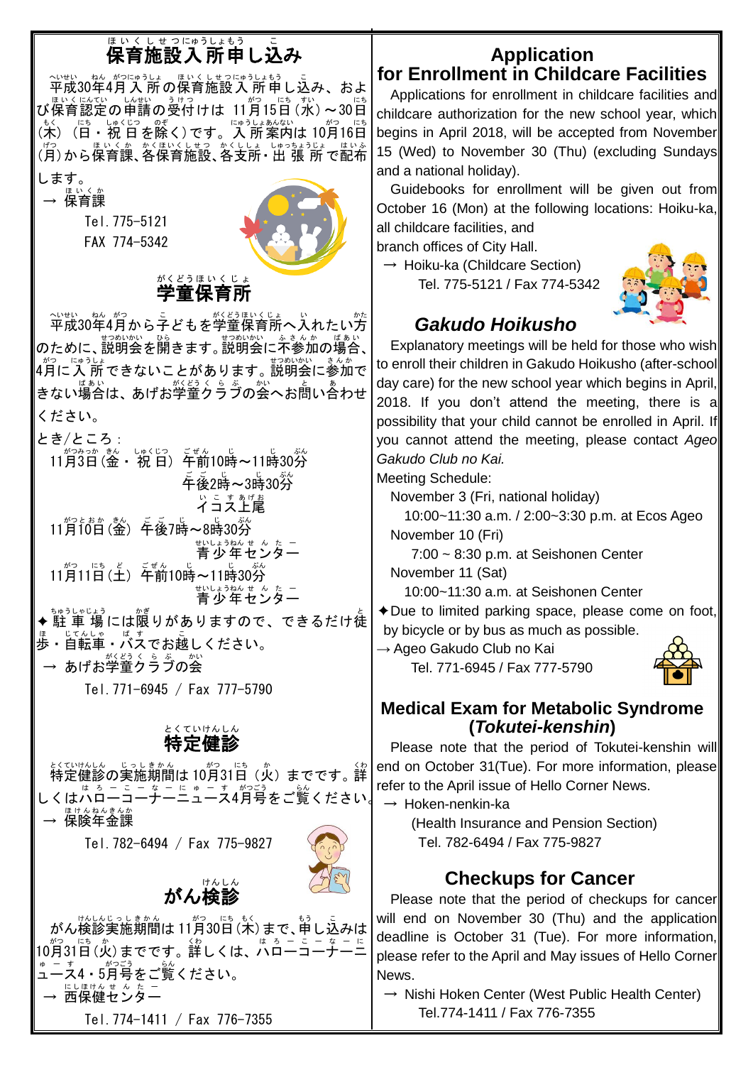# 保育施設入所申し込み

平成30年4月入所の保育施設入所申し込み、および保育認定の申請の受付けは 11月15日（水）～30日（木）（日・祝日を除く）です。入所案内は 10月16日（月）から保育課、各保育施設、各支所・出張所で配布します。

→ 保育課
Tel. 775-5121
FAX 774-5342

# 学童保育所

平成30年4月から子どもを学童保育所へ入れたい方のために、説明会を開きます。説明会に不参加の場合、4月に入所できないことがあります。説明会に参加できない場合は、あげお学童クラブの会へお問い合わせください。

とき/ところ：
11月3日（金・祝日）午前10時～11時30分
午後2時～3時30分
イコス上尾
11月10日（金）午後7時～8時30分
青少年センター
11月11日（土）午前10時～11時30分
青少年センター

✦駐車場には限りがありますので、できるだけ徒歩・自転車・バスでお越しください。

→ あげお学童クラブの会
Tel. 771-6945 / Fax 777-5790

# 特定健診

特定健診の実施期間は 10月31日（火）までです。詳しくはハローコーナーニュース4月号をご覧ください。

→ 保険年金課
Tel. 782-6494 / Fax 775-9827

# がん検診

がん検診実施期間は 11月30日（木）まで、申し込みは 10月31日（火）までです。詳しくは、ハローコーナーニュース4・5月号をご覧ください。

→ 西保健センター
Tel. 774-1411 / Fax 776-7355

# Application for Enrollment in Childcare Facilities

Applications for enrollment in childcare facilities and childcare authorization for the new school year, which begins in April 2018, will be accepted from November 15 (Wed) to November 30 (Thu) (excluding Sundays and a national holiday).

Guidebooks for enrollment will be given out from October 16 (Mon) at the following locations: Hoiku-ka, all childcare facilities, and branch offices of City Hall.

→ Hoiku-ka (Childcare Section)
Tel. 775-5121 / Fax 774-5342

# *Gakudo Hoikusho*

Explanatory meetings will be held for those who wish to enroll their children in Gakudo Hoikusho (after-school day care) for the new school year which begins in April, 2018. If you don't attend the meeting, there is a possibility that your child cannot be enrolled in April. If you cannot attend the meeting, please contact *Ageo Gakudo Club no Kai.*

Meeting Schedule:
November 3 (Fri, national holiday)
10:00~11:30 a.m. / 2:00~3:30 p.m. at Ecos Ageo
November 10 (Fri)
7:00 ~ 8:30 p.m. at Seishonen Center
November 11 (Sat)
10:00~11:30 a.m. at Seishonen Center

✦Due to limited parking space, please come on foot, by bicycle or by bus as much as possible.

→ Ageo Gakudo Club no Kai
Tel. 771-6945 / Fax 777-5790

# Medical Exam for Metabolic Syndrome (*Tokutei-kenshin*)

Please note that the period of Tokutei-kenshin will end on October 31(Tue). For more information, please refer to the April issue of Hello Corner News.

→ Hoken-nenkin-ka
(Health Insurance and Pension Section)
Tel. 782-6494 / Fax 775-9827

# Checkups for Cancer

Please note that the period of checkups for cancer will end on November 30 (Thu) and the application deadline is October 31 (Tue). For more information, please refer to the April and May issues of Hello Corner News.

→ Nishi Hoken Center (West Public Health Center)
Tel.774-1411 / Fax 776-7355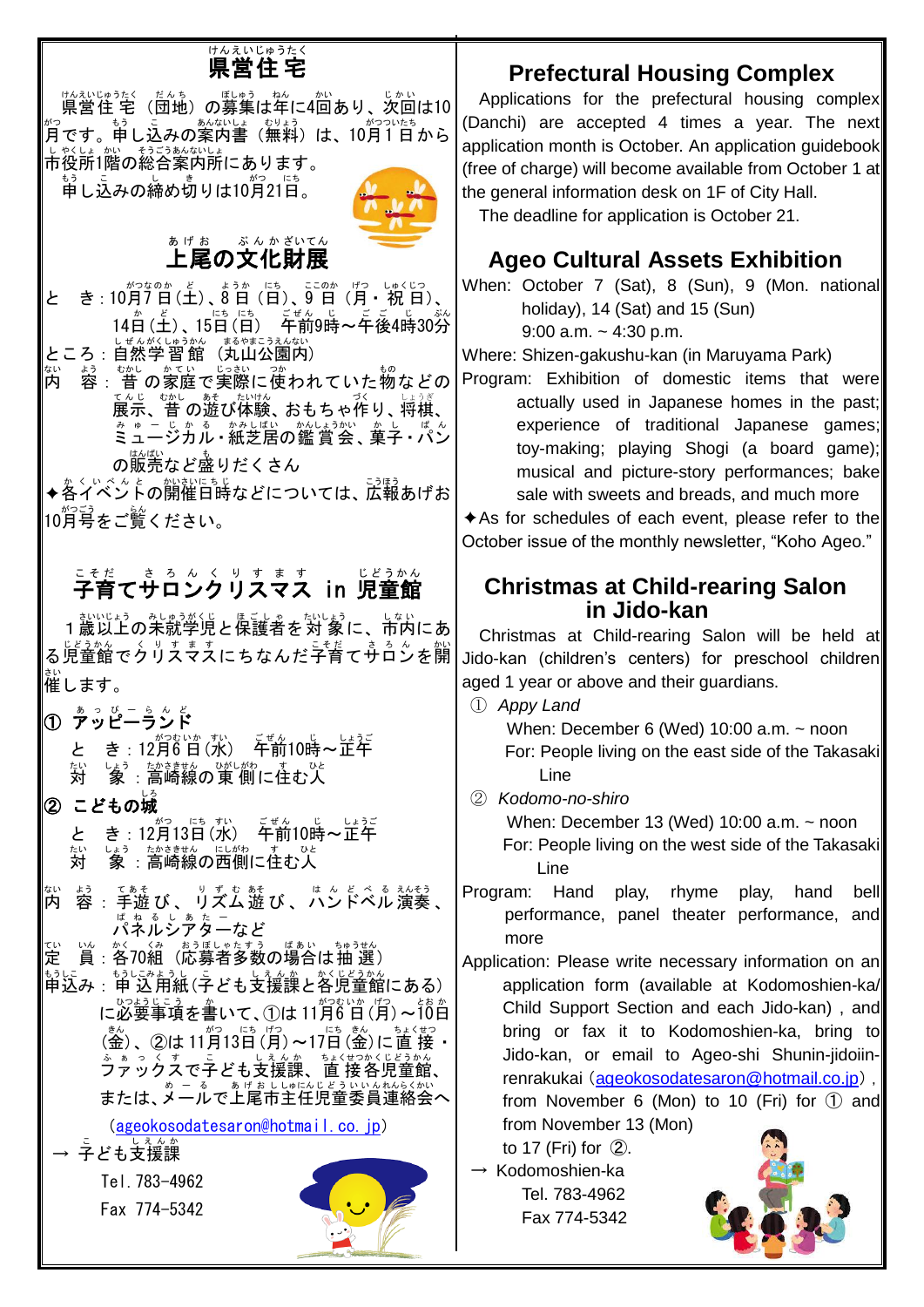# 県営住宅

県営住宅（団地）の募集は年に4回あり、次回は10月です。申し込みの案内書（無料）は、10月1日から市役所1階の総合案内所にあります。

申し込みの締め切りは10月21日。

# 上尾の文化財展

と　き：10月7日(土)、8日(日)、9日(月・祝日)、14日(土)、15日(日)　午前9時～午後4時30分

ところ：自然学習館（丸山公園内）

内　容：昔の家庭で実際に使われていた物などの展示、昔の遊び体験、おもちゃ作り、将棋、ミュージカル・紙芝居の鑑賞会、菓子・パンの販売など盛りだくさん

✦各イベントの開催日時などについては、広報あげお10月号をご覧ください。

# 子育てサロンクリスマス in 児童館

1歳以上の未就学児と保護者を対象に、市内にある児童館でクリスマスにちなんだ子育てサロンを開催します。

**① アッピーランド**

と　き：12月6日(水)　午前10時～正午

対　象：高崎線の東側に住む人

**② こどもの城**

と　き：12月13日(水)　午前10時～正午

対　象：高崎線の西側に住む人

内　容：手遊び、リズム遊び、ハンドベル演奏、パネルシアターなど

定　員：各70組（応募者多数の場合は抽選）

申込み：申込用紙（子ども支援課と各児童館にある）に必要事項を書いて、①は11月6日(月)～10日(金)、②は11月13日(月)～17日(金)に直接・ファックスで子ども支援課、直接各児童館、または、メールで上尾市主任児童委員連絡会へ（ageokosodatesaron@hotmail.co.jp）

→ 子ども支援課
Tel. 783-4962
Fax 774-5342

# Prefectural Housing Complex

Applications for the prefectural housing complex (Danchi) are accepted 4 times a year. The next application month is October. An application guidebook (free of charge) will become available from October 1 at the general information desk on 1F of City Hall.

The deadline for application is October 21.

# Ageo Cultural Assets Exhibition

When: October 7 (Sat), 8 (Sun), 9 (Mon. national holiday), 14 (Sat) and 15 (Sun)
9:00 a.m. ~ 4:30 p.m.

Where: Shizen-gakushu-kan (in Maruyama Park)

Program: Exhibition of domestic items that were actually used in Japanese homes in the past; experience of traditional Japanese games; toy-making; playing Shogi (a board game); musical and picture-story performances; bake sale with sweets and breads, and much more

✦As for schedules of each event, please refer to the October issue of the monthly newsletter, "Koho Ageo."

# Christmas at Child-rearing Salon in Jido-kan

Christmas at Child-rearing Salon will be held at Jido-kan (children's centers) for preschool children aged 1 year or above and their guardians.

① *Appy Land*
When: December 6 (Wed) 10:00 a.m. ~ noon
For: People living on the east side of the Takasaki Line

② *Kodomo-no-shiro*
When: December 13 (Wed) 10:00 a.m. ~ noon
For: People living on the west side of the Takasaki Line

Program: Hand play, rhyme play, hand bell performance, panel theater performance, and more

Application: Please write necessary information on an application form (available at Kodomoshien-ka/ Child Support Section and each Jido-kan) , and bring or fax it to Kodomoshien-ka, bring to Jido-kan, or email to Ageo-shi Shunin-jidoiin-renrakukai (ageokosodatesaron@hotmail.co.jp) , from November 6 (Mon) to 10 (Fri) for ① and from November 13 (Mon) to 17 (Fri) for ②.

→ Kodomoshien-ka
Tel. 783-4962
Fax 774-5342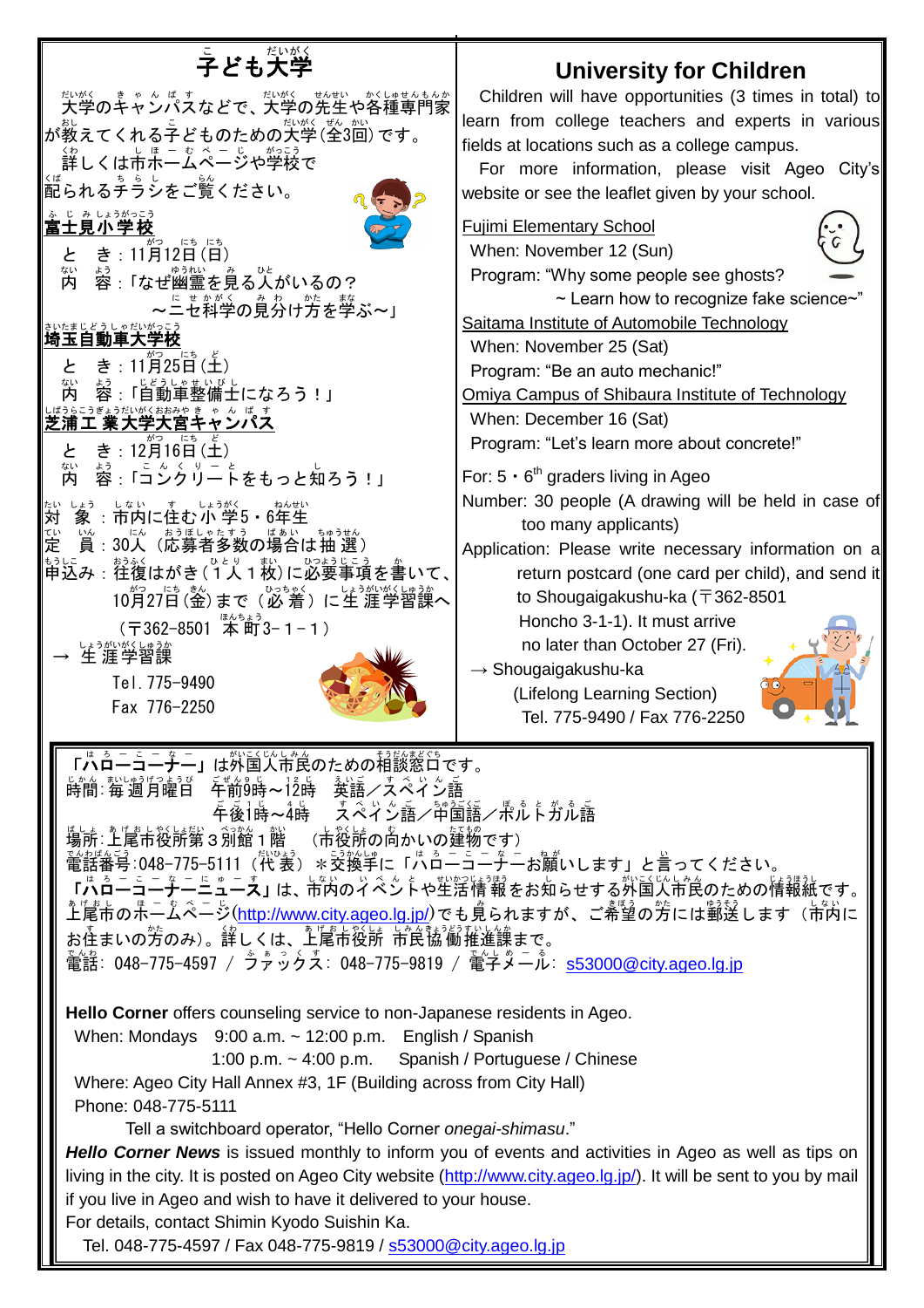## 子ども大学

大学のキャンパスなどで、大学の先生や各種専門家が教えてくれる子どものための大学(全3回)です。詳しくは市ホームページや学校で配られるチラシをご覧ください。

**富士見小学校**

と　き：11月12日(日)
内　容：「なぜ幽霊を見る人がいるの？
～ニセ科学の見分け方を学ぶ～」

**埼玉自動車大学校**

と　き：11月25日(土)
内　容：「自動車整備士になろう！」

**芝浦工業大学大宮キャンパス**

と　き：12月16日(土)
内　容：「コンクリートをもっと知ろう！」

対　象：市内に住む小学5・6年生
定　員：30人（応募者多数の場合は抽選）
申込み：往復はがき（1人1枚）に必要事項を書いて、10月27日(金)まで（必着）に生涯学習課へ
（〒362-8501 本町3-1-1）
→ 生涯学習課
Tel. 775-9490
Fax 776-2250

## University for Children

Children will have opportunities (3 times in total) to learn from college teachers and experts in various fields at locations such as a college campus.

For more information, please visit Ageo City's website or see the leaflet given by your school.

Fujimi Elementary School
When: November 12 (Sun)
Program: "Why some people see ghosts?
~ Learn how to recognize fake science~"

Saitama Institute of Automobile Technology
When: November 25 (Sat)
Program: "Be an auto mechanic!"

Omiya Campus of Shibaura Institute of Technology
When: December 16 (Sat)
Program: "Let's learn more about concrete!"

For: 5・6th graders living in Ageo
Number: 30 people (A drawing will be held in case of too many applicants)
Application: Please write necessary information on a return postcard (one card per child), and send it to Shougaigakushu-ka (〒362-8501 Honcho 3-1-1). It must arrive no later than October 27 (Fri).
→ Shougaigakushu-ka
(Lifelong Learning Section)
Tel. 775-9490 / Fax 776-2250

---

「ハローコーナー」は外国人市民のための相談窓口です。
時間:毎週月曜日　午前9時～12時　英語／スペイン語
午後1時～4時　スペイン語／中国語／ポルトガル語
場所:上尾市役所第３別館１階　（市役所の向かいの建物です）
電話番号:048-775-5111（代表）＊交換手に「ハローコーナーお願いします」と言ってください。
**「ハローコーナーニュース」**は、市内のイベントや生活情報をお知らせする外国人市民のための情報紙です。上尾市のホームページ(http://www.city.ageo.lg.jp/)でも見られますが、ご希望の方には郵送します（市内にお住まいの方のみ）。詳しくは、上尾市役所 市民協働推進課まで。
電話: 048-775-4597 / ファックス: 048-775-9819 / 電子メール: s53000@city.ageo.lg.jp

**Hello Corner** offers counseling service to non-Japanese residents in Ageo.
When: Mondays　9:00 a.m. ~ 12:00 p.m.　English / Spanish
1:00 p.m. ~ 4:00 p.m.　Spanish / Portuguese / Chinese
Where: Ageo City Hall Annex #3, 1F (Building across from City Hall)
Phone: 048-775-5111
Tell a switchboard operator, "Hello Corner *onegai-shimasu*."
***Hello Corner News*** is issued monthly to inform you of events and activities in Ageo as well as tips on living in the city. It is posted on Ageo City website (http://www.city.ageo.lg.jp/). It will be sent to you by mail if you live in Ageo and wish to have it delivered to your house.
For details, contact Shimin Kyodo Suishin Ka.
Tel. 048-775-4597 / Fax 048-775-9819 / s53000@city.ageo.lg.jp